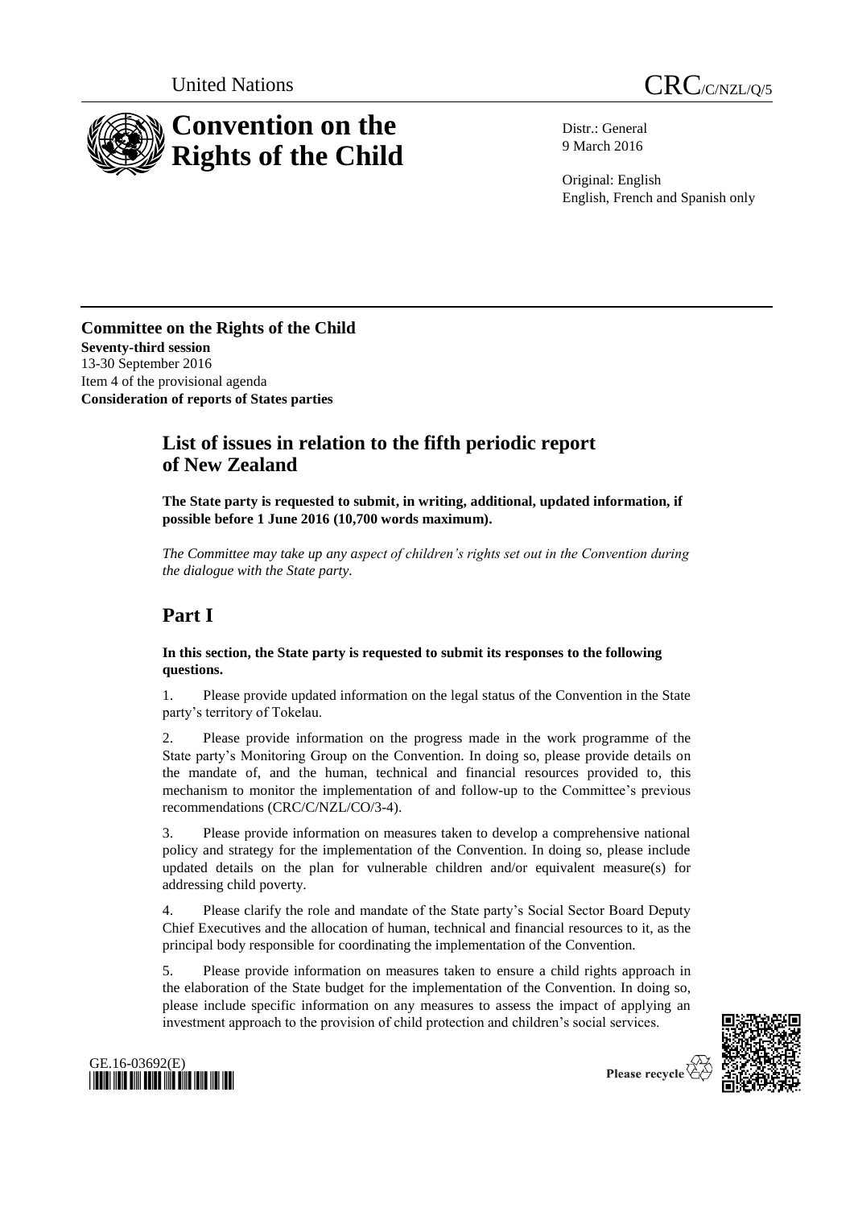United Nations

CRC/C/NZL/Q/5

# Convention on the Rights of the Child

Distr.: General
9 March 2016

Original: English
English, French and Spanish only

**Committee on the Rights of the Child**
**Seventy-third session**
13-30 September 2016
Item 4 of the provisional agenda
**Consideration of reports of States parties**

## List of issues in relation to the fifth periodic report of New Zealand

**The State party is requested to submit, in writing, additional, updated information, if possible before 1 June 2016 (10,700 words maximum).**

*The Committee may take up any aspect of children's rights set out in the Convention during the dialogue with the State party.*

# Part I

**In this section, the State party is requested to submit its responses to the following questions.**

1. Please provide updated information on the legal status of the Convention in the State party's territory of Tokelau.

2. Please provide information on the progress made in the work programme of the State party's Monitoring Group on the Convention. In doing so, please provide details on the mandate of, and the human, technical and financial resources provided to, this mechanism to monitor the implementation of and follow-up to the Committee's previous recommendations (CRC/C/NZL/CO/3-4).

3. Please provide information on measures taken to develop a comprehensive national policy and strategy for the implementation of the Convention. In doing so, please include updated details on the plan for vulnerable children and/or equivalent measure(s) for addressing child poverty.

4. Please clarify the role and mandate of the State party's Social Sector Board Deputy Chief Executives and the allocation of human, technical and financial resources to it, as the principal body responsible for coordinating the implementation of the Convention.

5. Please provide information on measures taken to ensure a child rights approach in the elaboration of the State budget for the implementation of the Convention. In doing so, please include specific information on any measures to assess the impact of applying an investment approach to the provision of child protection and children's social services.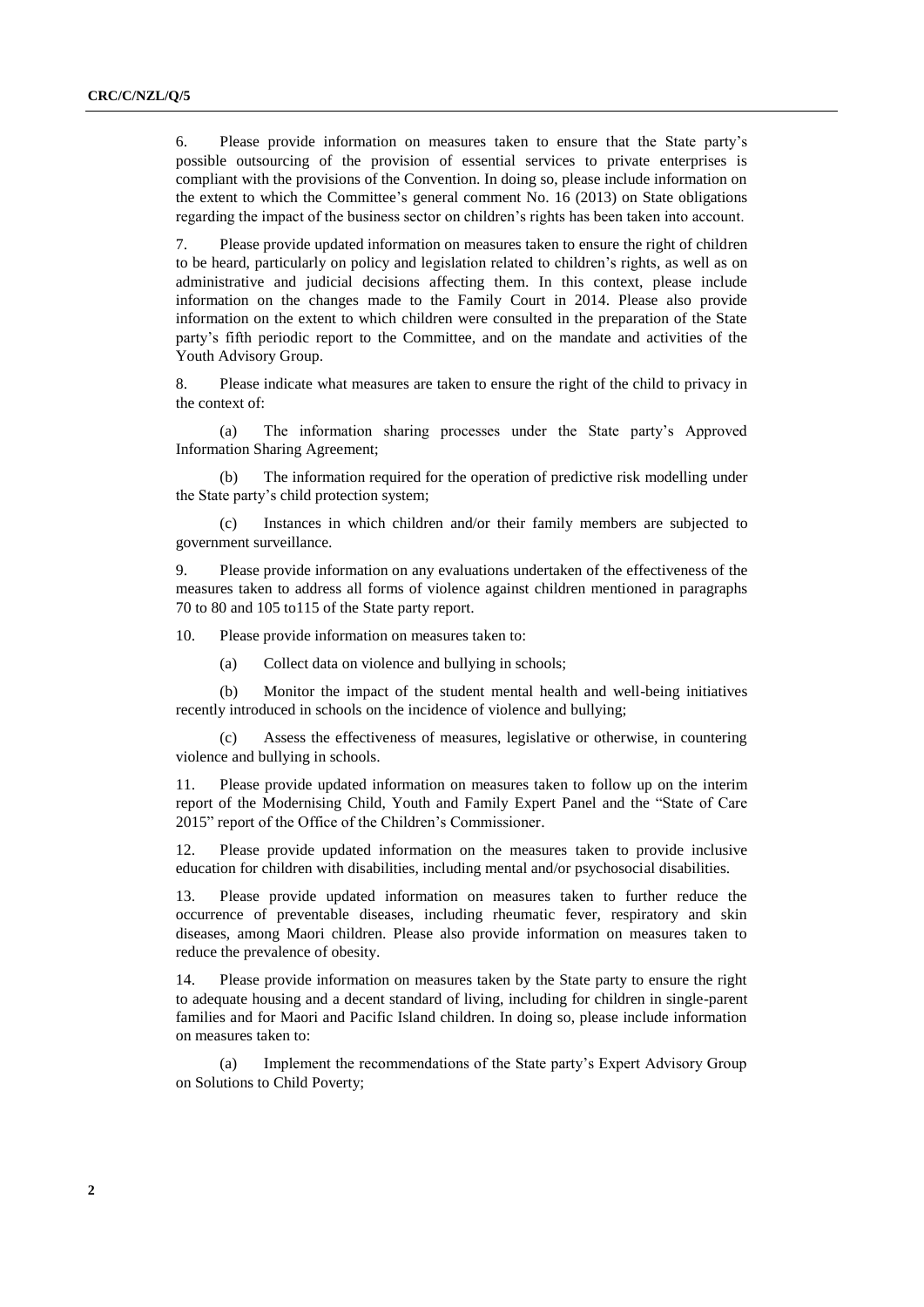6. Please provide information on measures taken to ensure that the State party's possible outsourcing of the provision of essential services to private enterprises is compliant with the provisions of the Convention. In doing so, please include information on the extent to which the Committee's general comment No. 16 (2013) on State obligations regarding the impact of the business sector on children's rights has been taken into account.

7. Please provide updated information on measures taken to ensure the right of children to be heard, particularly on policy and legislation related to children's rights, as well as on administrative and judicial decisions affecting them. In this context, please include information on the changes made to the Family Court in 2014. Please also provide information on the extent to which children were consulted in the preparation of the State party's fifth periodic report to the Committee, and on the mandate and activities of the Youth Advisory Group.

8. Please indicate what measures are taken to ensure the right of the child to privacy in the context of:

(a) The information sharing processes under the State party's Approved Information Sharing Agreement;

(b) The information required for the operation of predictive risk modelling under the State party's child protection system;

(c) Instances in which children and/or their family members are subjected to government surveillance.

9. Please provide information on any evaluations undertaken of the effectiveness of the measures taken to address all forms of violence against children mentioned in paragraphs 70 to 80 and 105 to115 of the State party report.

10. Please provide information on measures taken to:

(a) Collect data on violence and bullying in schools;

(b) Monitor the impact of the student mental health and well-being initiatives recently introduced in schools on the incidence of violence and bullying;

(c) Assess the effectiveness of measures, legislative or otherwise, in countering violence and bullying in schools.

11. Please provide updated information on measures taken to follow up on the interim report of the Modernising Child, Youth and Family Expert Panel and the "State of Care 2015" report of the Office of the Children's Commissioner.

12. Please provide updated information on the measures taken to provide inclusive education for children with disabilities, including mental and/or psychosocial disabilities.

13. Please provide updated information on measures taken to further reduce the occurrence of preventable diseases, including rheumatic fever, respiratory and skin diseases, among Maori children. Please also provide information on measures taken to reduce the prevalence of obesity.

14. Please provide information on measures taken by the State party to ensure the right to adequate housing and a decent standard of living, including for children in single-parent families and for Maori and Pacific Island children. In doing so, please include information on measures taken to:

(a) Implement the recommendations of the State party's Expert Advisory Group on Solutions to Child Poverty;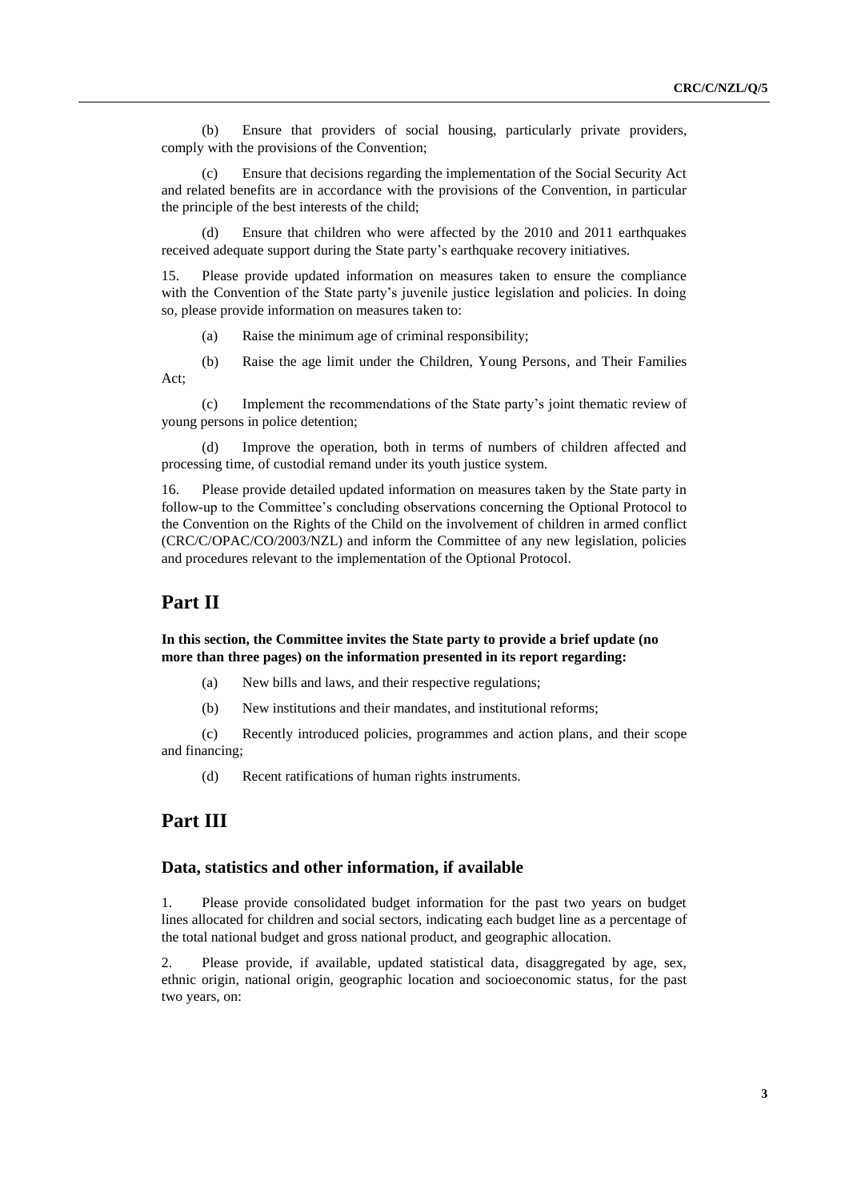(b) Ensure that providers of social housing, particularly private providers, comply with the provisions of the Convention;

(c) Ensure that decisions regarding the implementation of the Social Security Act and related benefits are in accordance with the provisions of the Convention, in particular the principle of the best interests of the child;

(d) Ensure that children who were affected by the 2010 and 2011 earthquakes received adequate support during the State party's earthquake recovery initiatives.

15. Please provide updated information on measures taken to ensure the compliance with the Convention of the State party's juvenile justice legislation and policies. In doing so, please provide information on measures taken to:

(a) Raise the minimum age of criminal responsibility;

(b) Raise the age limit under the Children, Young Persons, and Their Families Act;

(c) Implement the recommendations of the State party's joint thematic review of young persons in police detention;

(d) Improve the operation, both in terms of numbers of children affected and processing time, of custodial remand under its youth justice system.

16. Please provide detailed updated information on measures taken by the State party in follow-up to the Committee's concluding observations concerning the Optional Protocol to the Convention on the Rights of the Child on the involvement of children in armed conflict (CRC/C/OPAC/CO/2003/NZL) and inform the Committee of any new legislation, policies and procedures relevant to the implementation of the Optional Protocol.

## Part II

**In this section, the Committee invites the State party to provide a brief update (no more than three pages) on the information presented in its report regarding:**

(a) New bills and laws, and their respective regulations;

(b) New institutions and their mandates, and institutional reforms;

(c) Recently introduced policies, programmes and action plans, and their scope and financing;

(d) Recent ratifications of human rights instruments.

## Part III

### Data, statistics and other information, if available

1. Please provide consolidated budget information for the past two years on budget lines allocated for children and social sectors, indicating each budget line as a percentage of the total national budget and gross national product, and geographic allocation.

2. Please provide, if available, updated statistical data, disaggregated by age, sex, ethnic origin, national origin, geographic location and socioeconomic status, for the past two years, on: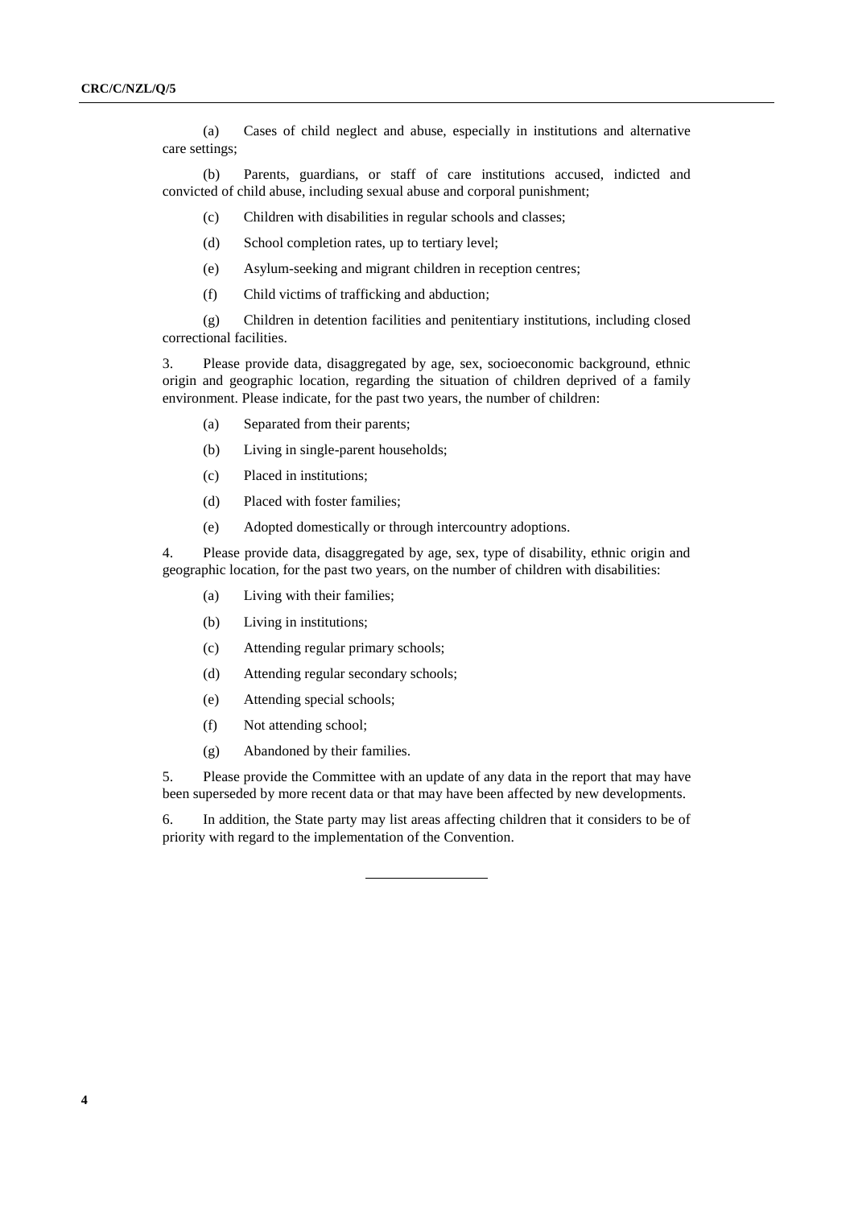(a) Cases of child neglect and abuse, especially in institutions and alternative care settings;

(b) Parents, guardians, or staff of care institutions accused, indicted and convicted of child abuse, including sexual abuse and corporal punishment;

(c) Children with disabilities in regular schools and classes;

(d) School completion rates, up to tertiary level;

(e) Asylum-seeking and migrant children in reception centres;

(f) Child victims of trafficking and abduction;

(g) Children in detention facilities and penitentiary institutions, including closed correctional facilities.

3. Please provide data, disaggregated by age, sex, socioeconomic background, ethnic origin and geographic location, regarding the situation of children deprived of a family environment. Please indicate, for the past two years, the number of children:

(a) Separated from their parents;

(b) Living in single-parent households;

(c) Placed in institutions;

(d) Placed with foster families;

(e) Adopted domestically or through intercountry adoptions.

4. Please provide data, disaggregated by age, sex, type of disability, ethnic origin and geographic location, for the past two years, on the number of children with disabilities:

(a) Living with their families;

(b) Living in institutions;

(c) Attending regular primary schools;

(d) Attending regular secondary schools;

(e) Attending special schools;

(f) Not attending school;

(g) Abandoned by their families.

5. Please provide the Committee with an update of any data in the report that may have been superseded by more recent data or that may have been affected by new developments.

6. In addition, the State party may list areas affecting children that it considers to be of priority with regard to the implementation of the Convention.